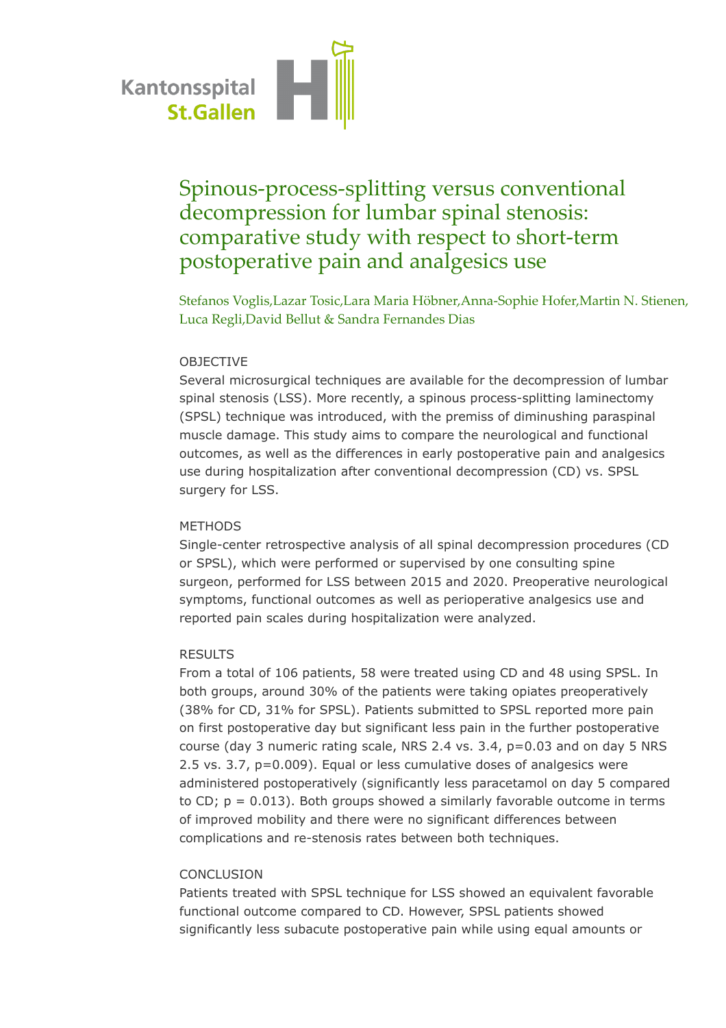Kantonsspital
St.Gallen

# Spinous-process-splitting versus conventional decompression for lumbar spinal stenosis: comparative study with respect to short-term postoperative pain and analgesics use

Stefanos Voglis,Lazar Tosic,Lara Maria Höbner,Anna-Sophie Hofer,Martin N. Stienen, Luca Regli,David Bellut & Sandra Fernandes Dias

## OBJECTIVE

Several microsurgical techniques are available for the decompression of lumbar spinal stenosis (LSS). More recently, a spinous process-splitting laminectomy (SPSL) technique was introduced, with the premiss of diminushing paraspinal muscle damage. This study aims to compare the neurological and functional outcomes, as well as the differences in early postoperative pain and analgesics use during hospitalization after conventional decompression (CD) vs. SPSL surgery for LSS.

## METHODS

Single-center retrospective analysis of all spinal decompression procedures (CD or SPSL), which were performed or supervised by one consulting spine surgeon, performed for LSS between 2015 and 2020. Preoperative neurological symptoms, functional outcomes as well as perioperative analgesics use and reported pain scales during hospitalization were analyzed.

## RESULTS

From a total of 106 patients, 58 were treated using CD and 48 using SPSL. In both groups, around 30% of the patients were taking opiates preoperatively (38% for CD, 31% for SPSL). Patients submitted to SPSL reported more pain on first postoperative day but significant less pain in the further postoperative course (day 3 numeric rating scale, NRS 2.4 vs. 3.4, $p=0.03$ and on day 5 NRS 2.5 vs. 3.7, $p=0.009$). Equal or less cumulative doses of analgesics were administered postoperatively (significantly less paracetamol on day 5 compared to CD; $p = 0.013$). Both groups showed a similarly favorable outcome in terms of improved mobility and there were no significant differences between complications and re-stenosis rates between both techniques.

## CONCLUSION

Patients treated with SPSL technique for LSS showed an equivalent favorable functional outcome compared to CD. However, SPSL patients showed significantly less subacute postoperative pain while using equal amounts or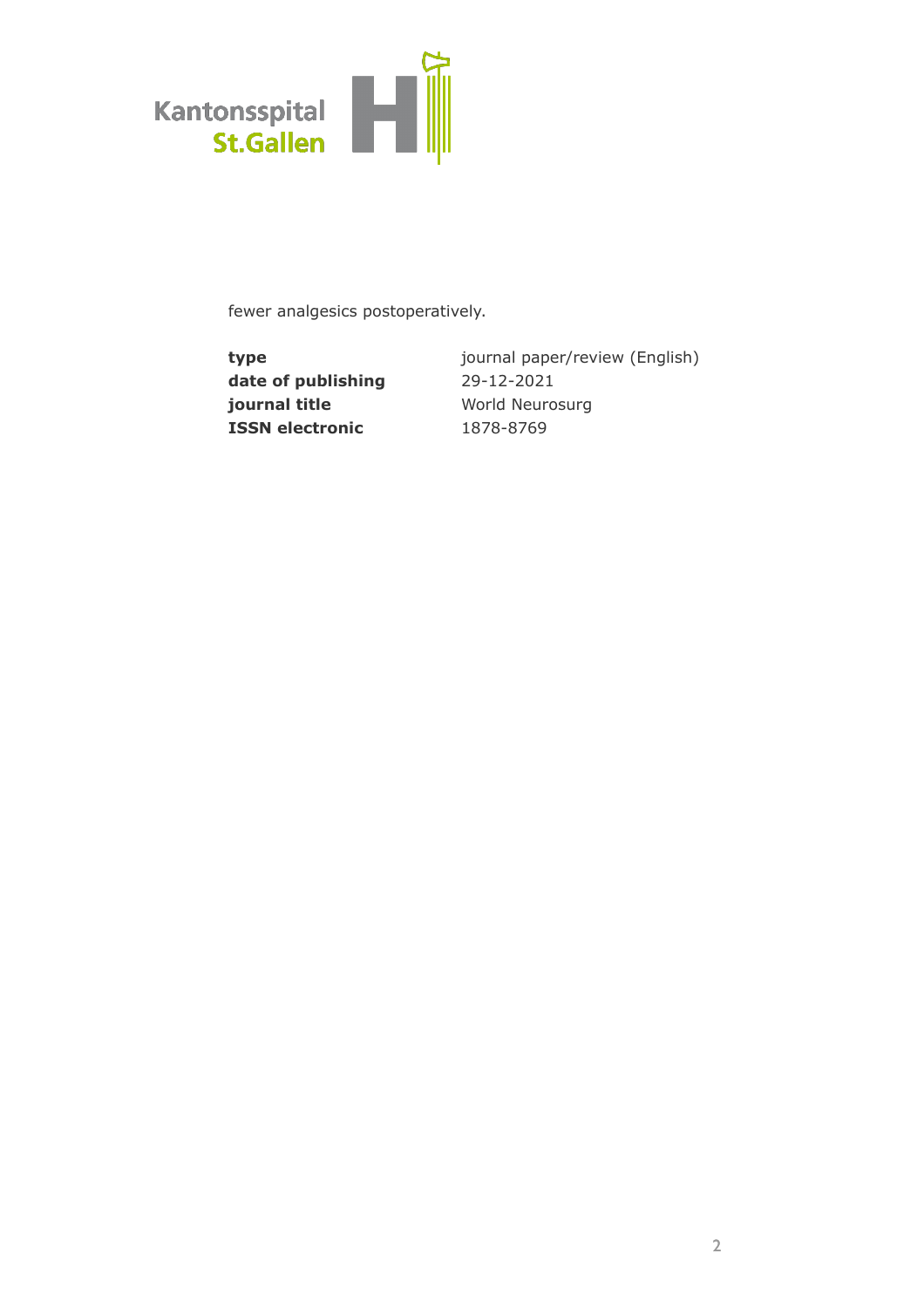fewer analgesics postoperatively.

| | |
|---|---|
| **type** | journal paper/review (English) |
| **date of publishing** | 29-12-2021 |
| **journal title** | World Neurosurg |
| **ISSN electronic** | 1878-8769 |